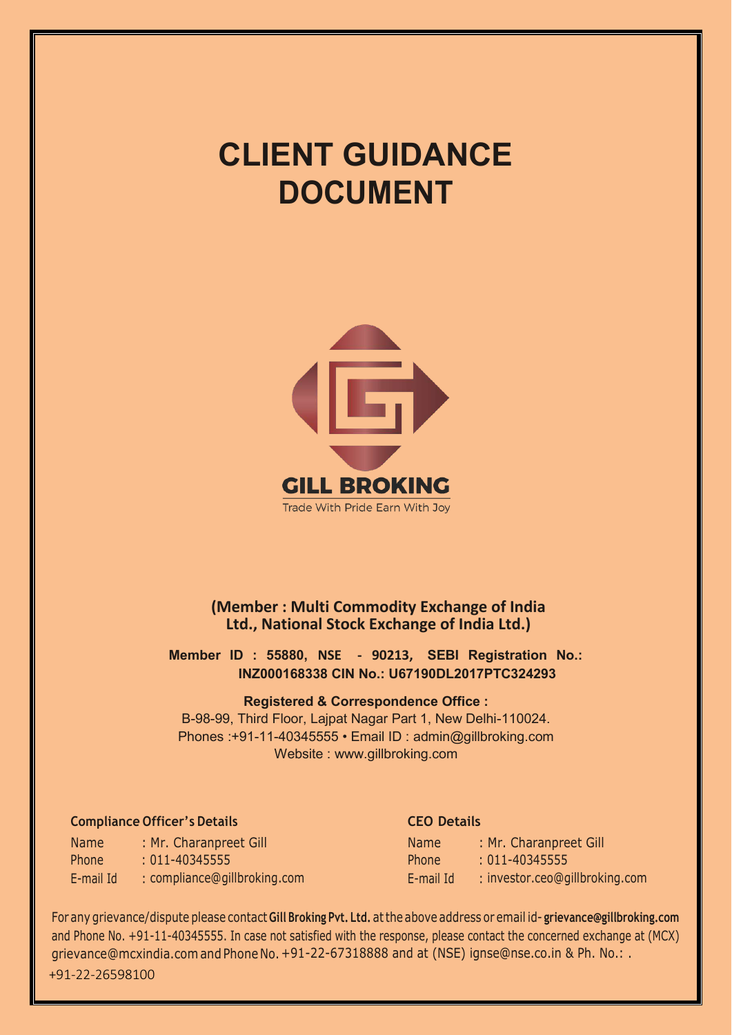# CLIENT GUIDANCE DOCUMENT

GILL BROKING

Trade With Pride Earn With Joy

**(Member : Multi Commodity Exchange of India Ltd., National Stock Exchange of India Ltd.)**

**Member ID : 55880, NSE - 90213, SEBI Registration No.: INZ000168338 CIN No.: U67190DL2017PTC324293**

**Registered & Correspondence Office :**

B-98-99, Third Floor, Lajpat Nagar Part 1, New Delhi-110024.

Phones :+91-11-40345555 • Email ID : admin@gillbroking.com

Website : www.gillbroking.com

**Compliance Officer's Details**

Name : Mr. Charanpreet Gill

Phone : 011-40345555

E-mail Id : compliance@gillbroking.com

**CEO Details**

Name : Mr. Charanpreet Gill

Phone : 011-40345555

E-mail Id : investor.ceo@gillbroking.com

For any grievance/dispute please contact **Gill Broking Pvt. Ltd.** at the above address or email id- **grievance@gillbroking.com** and Phone No. +91-11-40345555. In case not satisfied with the response, please contact the concerned exchange at (MCX) grievance@mcxindia.com and Phone No. +91-22-67318888 and at (NSE) ignse@nse.co.in & Ph. No.: . +91-22-26598100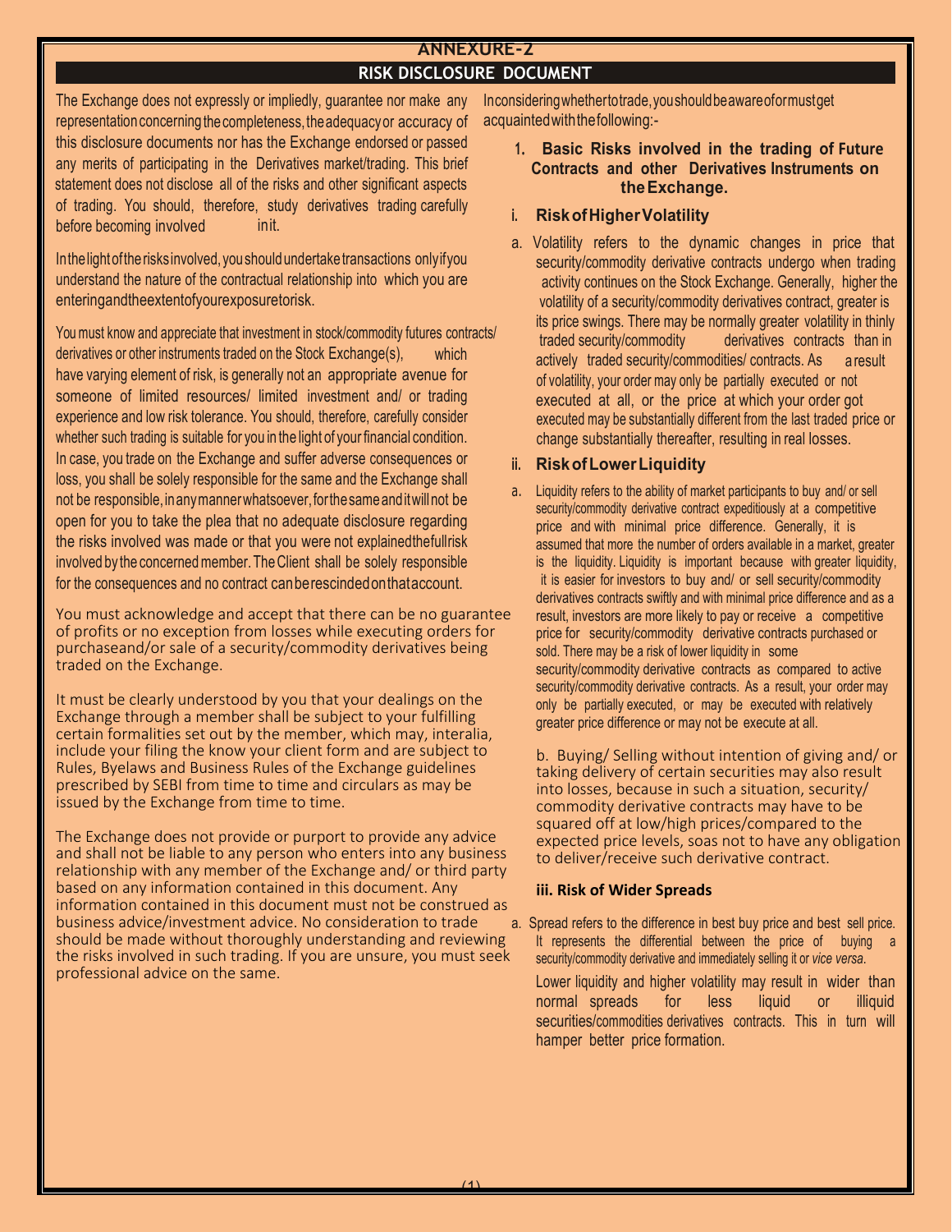# ANNEXURE-2

## RISK DISCLOSURE DOCUMENT

The Exchange does not expressly or impliedly, guarantee nor make any representation concerning the completeness, the adequacy or accuracy of this disclosure documents nor has the Exchange endorsed or passed any merits of participating in the Derivatives market/trading. This brief statement does not disclose all of the risks and other significant aspects of trading. You should, therefore, study derivatives trading carefully before becoming involved init.

In the light of the risks involved, you should undertake transactions only if you understand the nature of the contractual relationship into which you are entering and the extent of your exposure to risk.

You must know and appreciate that investment in stock/commodity futures contracts/ derivatives or other instruments traded on the Stock Exchange(s), which have varying element of risk, is generally not an appropriate avenue for someone of limited resources/ limited investment and/ or trading experience and low risk tolerance. You should, therefore, carefully consider whether such trading is suitable for you in the light of your financial condition. In case, you trade on the Exchange and suffer adverse consequences or loss, you shall be solely responsible for the same and the Exchange shall not be responsible, in any manner whatsoever, for the same and it will not be open for you to take the plea that no adequate disclosure regarding the risks involved was made or that you were not explained the full risk involved by the concerned member. The Client shall be solely responsible for the consequences and no contract can be rescinded on that account.

You must acknowledge and accept that there can be no guarantee of profits or no exception from losses while executing orders for purchaseand/or sale of a security/commodity derivatives being traded on the Exchange.

It must be clearly understood by you that your dealings on the Exchange through a member shall be subject to your fulfilling certain formalities set out by the member, which may, interalia, include your filing the know your client form and are subject to Rules, Byelaws and Business Rules of the Exchange guidelines prescribed by SEBI from time to time and circulars as may be issued by the Exchange from time to time.

The Exchange does not provide or purport to provide any advice and shall not be liable to any person who enters into any business relationship with any member of the Exchange and/ or third party based on any information contained in this document. Any information contained in this document must not be construed as business advice/investment advice. No consideration to trade should be made without thoroughly understanding and reviewing the risks involved in such trading. If you are unsure, you must seek professional advice on the same.

In considering whether to trade, you should be aware of or must get acquainted with the following:-

### 1. Basic Risks involved in the trading of Future Contracts and other Derivatives Instruments on the Exchange.

#### i. Risk of Higher Volatility

a. Volatility refers to the dynamic changes in price that security/commodity derivative contracts undergo when trading activity continues on the Stock Exchange. Generally, higher the volatility of a security/commodity derivatives contract, greater is its price swings. There may be normally greater volatility in thinly traded security/commodity derivatives contracts than in actively traded security/commodities/ contracts. As a result of volatility, your order may only be partially executed or not executed at all, or the price at which your order got executed may be substantially different from the last traded price or change substantially thereafter, resulting in real losses.

#### ii. Risk of Lower Liquidity

a. Liquidity refers to the ability of market participants to buy and/ or sell security/commodity derivative contract expeditiously at a competitive price and with minimal price difference. Generally, it is assumed that more the number of orders available in a market, greater is the liquidity. Liquidity is important because with greater liquidity, it is easier for investors to buy and/ or sell security/commodity derivatives contracts swiftly and with minimal price difference and as a result, investors are more likely to pay or receive a competitive price for security/commodity derivative contracts purchased or sold. There may be a risk of lower liquidity in some security/commodity derivative contracts as compared to active security/commodity derivative contracts. As a result, your order may only be partially executed, or may be executed with relatively greater price difference or may not be execute at all.

b. Buying/ Selling without intention of giving and/ or taking delivery of certain securities may also result into losses, because in such a situation, security/ commodity derivative contracts may have to be squared off at low/high prices/compared to the expected price levels, soas not to have any obligation to deliver/receive such derivative contract.

#### iii. Risk of Wider Spreads

a. Spread refers to the difference in best buy price and best sell price. It represents the differential between the price of buying a security/commodity derivative and immediately selling it or *vice versa*.

Lower liquidity and higher volatility may result in wider than normal spreads for less liquid or illiquid securities/commodities derivatives contracts. This in turn will hamper better price formation.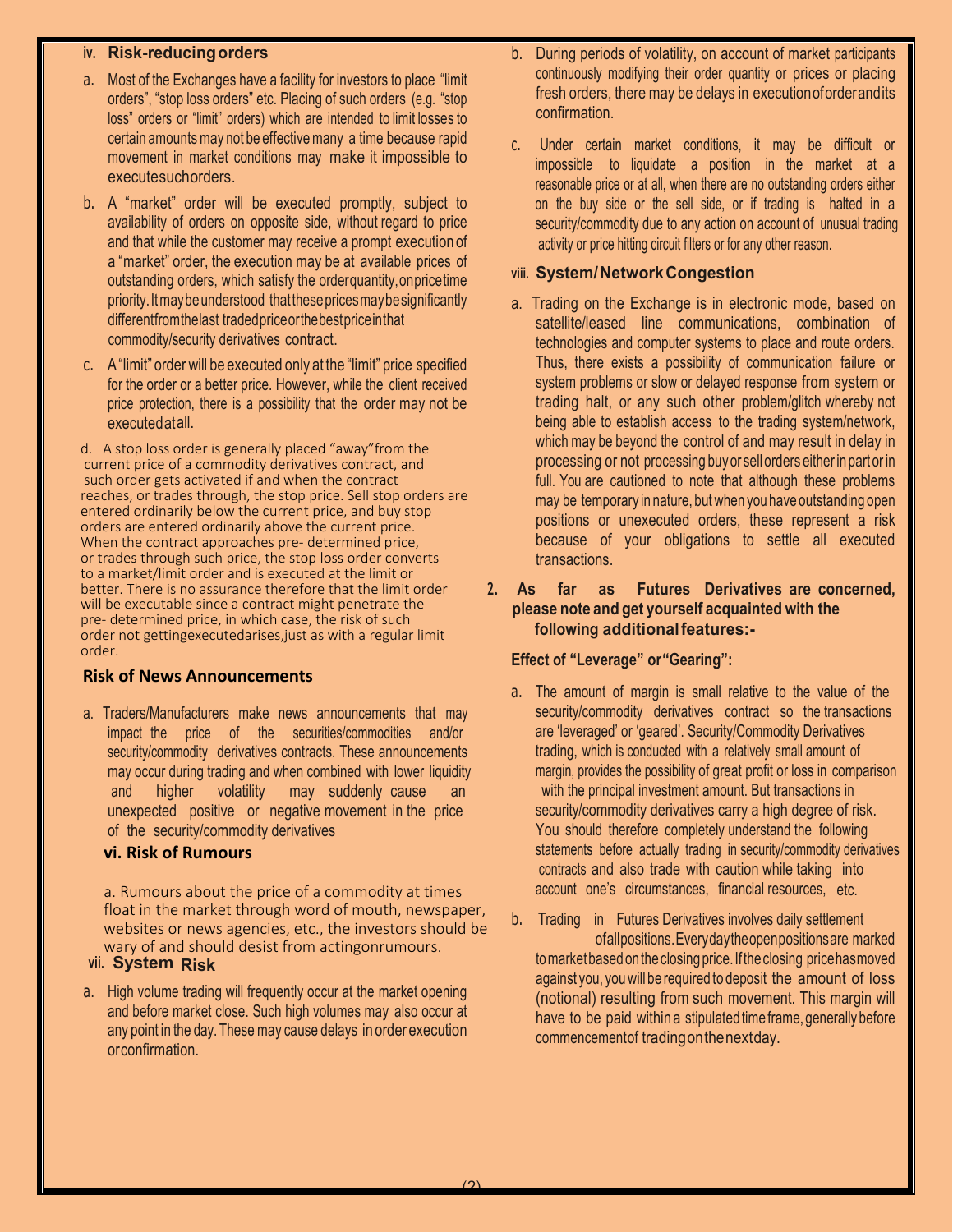### iv. Risk-reducing orders

a. Most of the Exchanges have a facility for investors to place "limit orders", "stop loss orders" etc. Placing of such orders (e.g. "stop loss" orders or "limit" orders) which are intended to limit losses to certain amounts may not be effective many a time because rapid movement in market conditions may make it impossible to execute such orders.

b. A "market" order will be executed promptly, subject to availability of orders on opposite side, without regard to price and that while the customer may receive a prompt execution of a "market" order, the execution may be at available prices of outstanding orders, which satisfy the order quantity, on price time priority. It may be understood that these prices may be significantly different from the last traded price or the best price in that commodity/security derivatives contract.

c. A "limit" order will be executed only at the "limit" price specified for the order or a better price. However, while the client received price protection, there is a possibility that the order may not be executed at all.

d. A stop loss order is generally placed "away" from the current price of a commodity derivatives contract, and such order gets activated if and when the contract reaches, or trades through, the stop price. Sell stop orders are entered ordinarily below the current price, and buy stop orders are entered ordinarily above the current price. When the contract approaches pre- determined price, or trades through such price, the stop loss order converts to a market/limit order and is executed at the limit or better. There is no assurance therefore that the limit order will be executable since a contract might penetrate the pre- determined price, in which case, the risk of such order not getting executed arises, just as with a regular limit order.

### Risk of News Announcements

a. Traders/Manufacturers make news announcements that may impact the price of the securities/commodities and/or security/commodity derivatives contracts. These announcements may occur during trading and when combined with lower liquidity and higher volatility may suddenly cause an unexpected positive or negative movement in the price of the security/commodity derivatives

### vi. Risk of Rumours

a. Rumours about the price of a commodity at times float in the market through word of mouth, newspaper, websites or news agencies, etc., the investors should be wary of and should desist from acting on rumours.

### vii. System Risk

a. High volume trading will frequently occur at the market opening and before market close. Such high volumes may also occur at any point in the day. These may cause delays in order execution or confirmation.

b. During periods of volatility, on account of market participants continuously modifying their order quantity or prices or placing fresh orders, there may be delays in execution of order and its confirmation.

c. Under certain market conditions, it may be difficult or impossible to liquidate a position in the market at a reasonable price or at all, when there are no outstanding orders either on the buy side or the sell side, or if trading is halted in a security/commodity due to any action on account of unusual trading activity or price hitting circuit filters or for any other reason.

### viii. System/Network Congestion

a. Trading on the Exchange is in electronic mode, based on satellite/leased line communications, combination of technologies and computer systems to place and route orders. Thus, there exists a possibility of communication failure or system problems or slow or delayed response from system or trading halt, or any such other problem/glitch whereby not being able to establish access to the trading system/network, which may be beyond the control of and may result in delay in processing or not processing buy or sell orders either in part or in full. You are cautioned to note that although these problems may be temporary in nature, but when you have outstanding open positions or unexecuted orders, these represent a risk because of your obligations to settle all executed transactions.

**2. As far as Futures Derivatives are concerned, please note and get yourself acquainted with the following additional features:-**

**Effect of "Leverage" or "Gearing":**

a. The amount of margin is small relative to the value of the security/commodity derivatives contract so the transactions are 'leveraged' or 'geared'. Security/Commodity Derivatives trading, which is conducted with a relatively small amount of margin, provides the possibility of great profit or loss in comparison with the principal investment amount. But transactions in security/commodity derivatives carry a high degree of risk. You should therefore completely understand the following statements before actually trading in security/commodity derivatives contracts and also trade with caution while taking into account one's circumstances, financial resources, etc.

b. Trading in Futures Derivatives involves daily settlement of all positions. Every day the open positions are marked to market based on the closing price. If the closing price has moved against you, you will be required to deposit the amount of loss (notional) resulting from such movement. This margin will have to be paid within a stipulated time frame, generally before commencement of trading on the next day.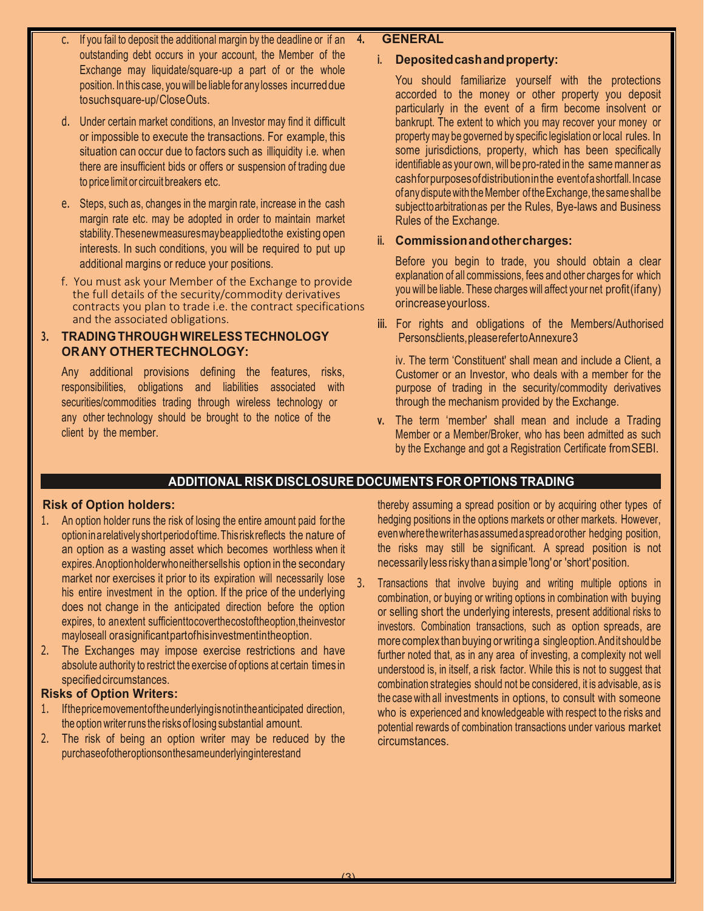c. If you fail to deposit the additional margin by the deadline or if an outstanding debt occurs in your account, the Member of the Exchange may liquidate/square-up a part of or the whole position. In this case, you will be liable for any losses incurred due to such square-up/Close Outs.

d. Under certain market conditions, an Investor may find it difficult or impossible to execute the transactions. For example, this situation can occur due to factors such as illiquidity i.e. when there are insufficient bids or offers or suspension of trading due to price limit or circuit breakers etc.

e. Steps, such as, changes in the margin rate, increase in the cash margin rate etc. may be adopted in order to maintain market stability. These new measures may be applied to the existing open interests. In such conditions, you will be required to put up additional margins or reduce your positions.

f. You must ask your Member of the Exchange to provide the full details of the security/commodity derivatives contracts you plan to trade i.e. the contract specifications and the associated obligations.

## 3. TRADING THROUGH WIRELESS TECHNOLOGY OR ANY OTHER TECHNOLOGY:

Any additional provisions defining the features, risks, responsibilities, obligations and liabilities associated with securities/commodities trading through wireless technology or any other technology should be brought to the notice of the client by the member.

## 4. GENERAL

### i. Deposited cash and property:

You should familiarize yourself with the protections accorded to the money or other property you deposit particularly in the event of a firm become insolvent or bankrupt. The extent to which you may recover your money or property may be governed by specific legislation or local rules. In some jurisdictions, property, which has been specifically identifiable as your own, will be pro-rated in the same manner as cash for purposes of distribution in the event of a shortfall. In case of any dispute with the Member of the Exchange, the same shall be subject to arbitration as per the Rules, Bye-laws and Business Rules of the Exchange.

### ii. Commission and other charges:

Before you begin to trade, you should obtain a clear explanation of all commissions, fees and other charges for which you will be liable. These charges will affect your net profit (if any) or increase your loss.

iii. For rights and obligations of the Members/Authorised Persons/clients, please refer to Annexure 3

iv. The term 'Constituent' shall mean and include a Client, a Customer or an Investor, who deals with a member for the purpose of trading in the security/commodity derivatives through the mechanism provided by the Exchange.

v. The term 'member' shall mean and include a Trading Member or a Member/Broker, who has been admitted as such by the Exchange and got a Registration Certificate from SEBI.

## ADDITIONAL RISK DISCLOSURE DOCUMENTS FOR OPTIONS TRADING

### Risk of Option holders:

1. An option holder runs the risk of losing the entire amount paid for the option in a relatively short period of time. This risk reflects the nature of an option as a wasting asset which becomes worthless when it expires. An option holder who neither sells his option in the secondary market nor exercises it prior to its expiration will necessarily lose his entire investment in the option. If the price of the underlying does not change in the anticipated direction before the option expires, to an extent sufficient to cover the cost of the option, the investor may lose all or a significant part of his investment in the option.
2. The Exchanges may impose exercise restrictions and have absolute authority to restrict the exercise of options at certain times in specified circumstances.

### Risks of Option Writers:

1. If the price movement of the underlying is not in the anticipated direction, the option writer runs the risks of losing substantial amount.
2. The risk of being an option writer may be reduced by the purchase of other options on the same underlying interest and thereby assuming a spread position or by acquiring other types of hedging positions in the options markets or other markets. However, even where the writer has assumed a spread or other hedging position, the risks may still be significant. A spread position is not necessarily less risky than a simple 'long' or 'short' position.
3. Transactions that involve buying and writing multiple options in combination, or buying or writing options in combination with buying or selling short the underlying interests, present additional risks to investors. Combination transactions, such as option spreads, are more complex than buying or writing a single option. And it should be further noted that, as in any area of investing, a complexity not well understood is, in itself, a risk factor. While this is not to suggest that combination strategies should not be considered, it is advisable, as is the case with all investments in options, to consult with someone who is experienced and knowledgeable with respect to the risks and potential rewards of combination transactions under various market circumstances.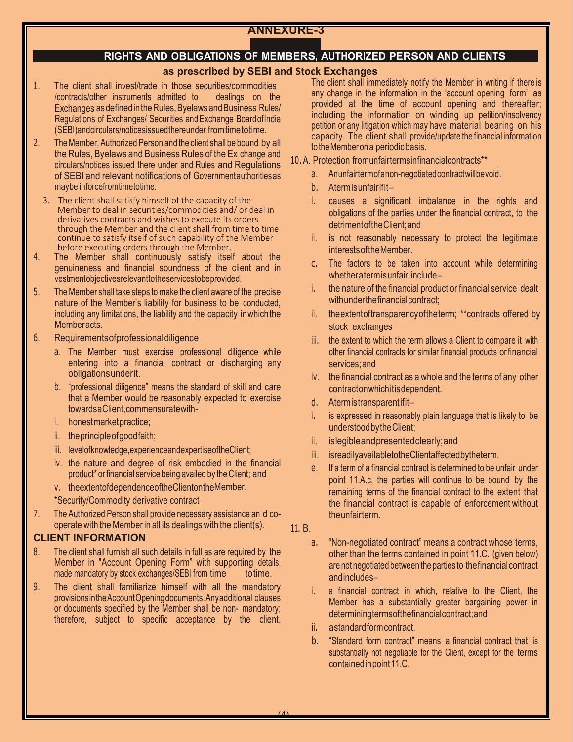# ANNEXURE-3

## RIGHTS AND OBLIGATIONS OF MEMBERS, AUTHORIZED PERSON AND CLIENTS

### as prescribed by SEBI and Stock Exchanges

1. The client shall invest/trade in those securities/commodities /contracts/other instruments admitted to dealings on the Exchanges as defined in the Rules, Byelaws and Business Rules/ Regulations of Exchanges/ Securities and Exchange Board of India (SEBI) and circulars/notices issued thereunder from time to time.
2. The Member, Authorized Person and the client shall be bound by all the Rules, Byelaws and Business Rules of the Ex change and circulars/notices issued there under and Rules and Regulations of SEBI and relevant notifications of Government authorities as may be in force from time to time.
3. The client shall satisfy himself of the capacity of the Member to deal in securities/commodities and/ or deal in derivatives contracts and wishes to execute its orders through the Member and the client shall from time to time continue to satisfy itself of such capability of the Member before executing orders through the Member.
4. The Member shall continuously satisfy itself about the genuineness and financial soundness of the client and investment objectives relevant to the services to be provided.
5. The Member shall take steps to make the client aware of the precise nature of the Member's liability for business to be conducted, including any limitations, the liability and the capacity in which the Member acts.
6. Requirements of professional diligence
   a. The Member must exercise professional diligence while entering into a financial contract or discharging any obligations under it.
   b. "professional diligence" means the standard of skill and care that a Member would be reasonably expected to exercise towards a Client, commensurate with-
   i. honest market practice;
   ii. the principle of good faith;
   iii. level of knowledge, experience and expertise of the Client;
   iv. the nature and degree of risk embodied in the financial product* or financial service being availed by the Client; and
   v. the extent of dependence of the Client on the Member.

   *Security/Commodity derivative contract
7. The Authorized Person shall provide necessary assistance an d co-operate with the Member in all its dealings with the client(s).

### CLIENT INFORMATION

8. The client shall furnish all such details in full as are required by the Member in "Account Opening Form" with supporting details, made mandatory by stock exchanges/SEBI from time to time.
9. The client shall familiarize himself with all the mandatory provisions in the Account Opening documents. Any additional clauses or documents specified by the Member shall be non- mandatory; therefore, subject to specific acceptance by the client. The client shall immediately notify the Member in writing if there is any change in the information in the 'account opening form' as provided at the time of account opening and thereafter; including the information on winding up petition/insolvency petition or any litigation which may have material bearing on his capacity. The client shall provide/update the financial information to the Member on a periodic basis.

10. A. Protection from unfair terms in financial contracts**

   a. An unfair term of a non-negotiated contract will be void.
   b. A term is unfair if it–
   i. causes a significant imbalance in the rights and obligations of the parties under the financial contract, to the detriment of the Client; and
   ii. is not reasonably necessary to protect the legitimate interests of the Member.
   c. The factors to be taken into account while determining whether a term is unfair, include–
   i. the nature of the financial product or financial service dealt with under the financial contract;
   ii. the extent of transparency of the term; **contracts offered by stock exchanges
   iii. the extent to which the term allows a Client to compare it with other financial contracts for similar financial products or financial services; and
   iv. the financial contract as a whole and the terms of any other contract on which it is dependent.
   d. A term is transparent if it–
   i. is expressed in reasonably plain language that is likely to be understood by the Client;
   ii. is legible and presented clearly; and
   iii. is readily available to the Client affected by the term.
   e. If a term of a financial contract is determined to be unfair under point 11.A.c, the parties will continue to be bound by the remaining terms of the financial contract to the extent that the financial contract is capable of enforcement without the unfair term.

11. B.

   a. "Non-negotiated contract" means a contract whose terms, other than the terms contained in point 11.C. (given below) are not negotiated between the parties to the financial contract and includes–
   i. a financial contract in which, relative to the Client, the Member has a substantially greater bargaining power in determining terms of the financial contract; and
   ii. a standard form contract.
   b. "Standard form contract" means a financial contract that is substantially not negotiable for the Client, except for the terms contained in point 11.C.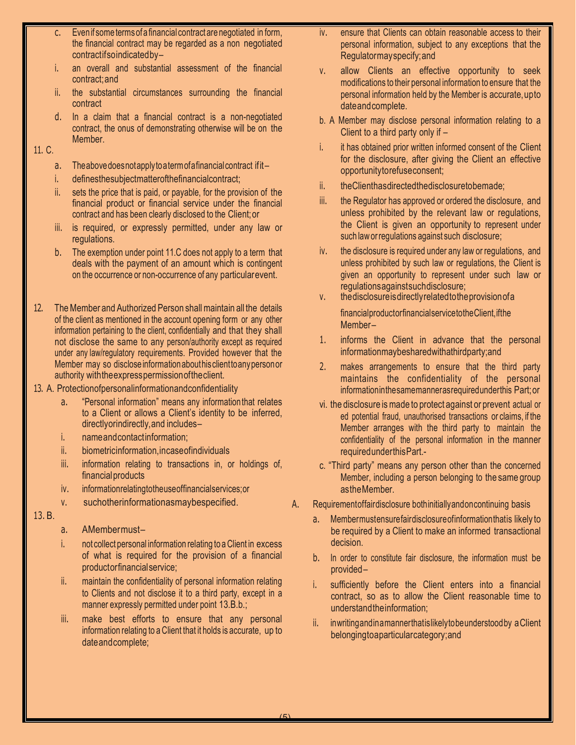c. Even if some terms of a financial contract are negotiated in form, the financial contract may be regarded as a non negotiated contract if so indicated by –

i. an overall and substantial assessment of the financial contract; and

ii. the substantial circumstances surrounding the financial contract

d. In a claim that a financial contract is a non-negotiated contract, the onus of demonstrating otherwise will be on the Member.

11. C.

a. The above does not apply to a term of a financial contract if it –

i. defines the subject matter of the financial contract;

ii. sets the price that is paid, or payable, for the provision of the financial product or financial service under the financial contract and has been clearly disclosed to the Client; or

iii. is required, or expressly permitted, under any law or regulations.

b. The exemption under point 11.C does not apply to a term that deals with the payment of an amount which is contingent on the occurrence or non-occurrence of any particular event.

12. The Member and Authorized Person shall maintain all the details of the client as mentioned in the account opening form or any other information pertaining to the client, confidentially and that they shall not disclose the same to any person/authority except as required under any law/regulatory requirements. Provided however that the Member may so disclose information about his client to any person or authority with the express permission of the client.

13. A. Protection of personal information and confidentiality

a. "Personal information" means any information that relates to a Client or allows a Client's identity to be inferred, directly or indirectly, and includes –

i. name and contact information;

ii. biometric information, in case of individuals

iii. information relating to transactions in, or holdings of, financial products

iv. information relating to the use of financial services; or

v. such other information as may be specified.

13. B.

a. A Member must –

i. not collect personal information relating to a Client in excess of what is required for the provision of a financial product or financial service;

ii. maintain the confidentiality of personal information relating to Clients and not disclose it to a third party, except in a manner expressly permitted under point 13.B.b.;

iii. make best efforts to ensure that any personal information relating to a Client that it holds is accurate, up to date and complete;

iv. ensure that Clients can obtain reasonable access to their personal information, subject to any exceptions that the Regulator may specify; and

v. allow Clients an effective opportunity to seek modifications to their personal information to ensure that the personal information held by the Member is accurate, up to date and complete.

b. A Member may disclose personal information relating to a Client to a third party only if –

i. it has obtained prior written informed consent of the Client for the disclosure, after giving the Client an effective opportunity to refuse consent;

ii. the Client has directed the disclosure to be made;

iii. the Regulator has approved or ordered the disclosure, and unless prohibited by the relevant law or regulations, the Client is given an opportunity to represent under such law or regulations against such disclosure;

iv. the disclosure is required under any law or regulations, and unless prohibited by such law or regulations, the Client is given an opportunity to represent under such law or regulations against such disclosure;

v. the disclosure is directly related to the provision of a financial product or financial service to the Client, if the Member –

1. informs the Client in advance that the personal information may be shared with a third party; and

2. makes arrangements to ensure that the third party maintains the confidentiality of the personal information in the same manner as required under this Part; or

vi. the disclosure is made to protect against or prevent actual or ed potential fraud, unauthorised transactions or claims, if the Member arranges with the third party to maintain the confidentiality of the personal information in the manner required under this Part.-

c. "Third party" means any person other than the concerned Member, including a person belonging to the same group as the Member.

A. Requirement of fair disclosure both initially and on continuing basis

a. Member must ensure fair disclosure of information that is likely to be required by a Client to make an informed transactional decision.

b. In order to constitute fair disclosure, the information must be provided –

i. sufficiently before the Client enters into a financial contract, so as to allow the Client reasonable time to understand the information;

ii. in writing and in a manner that is likely to be understood by a Client belonging to a particular category; and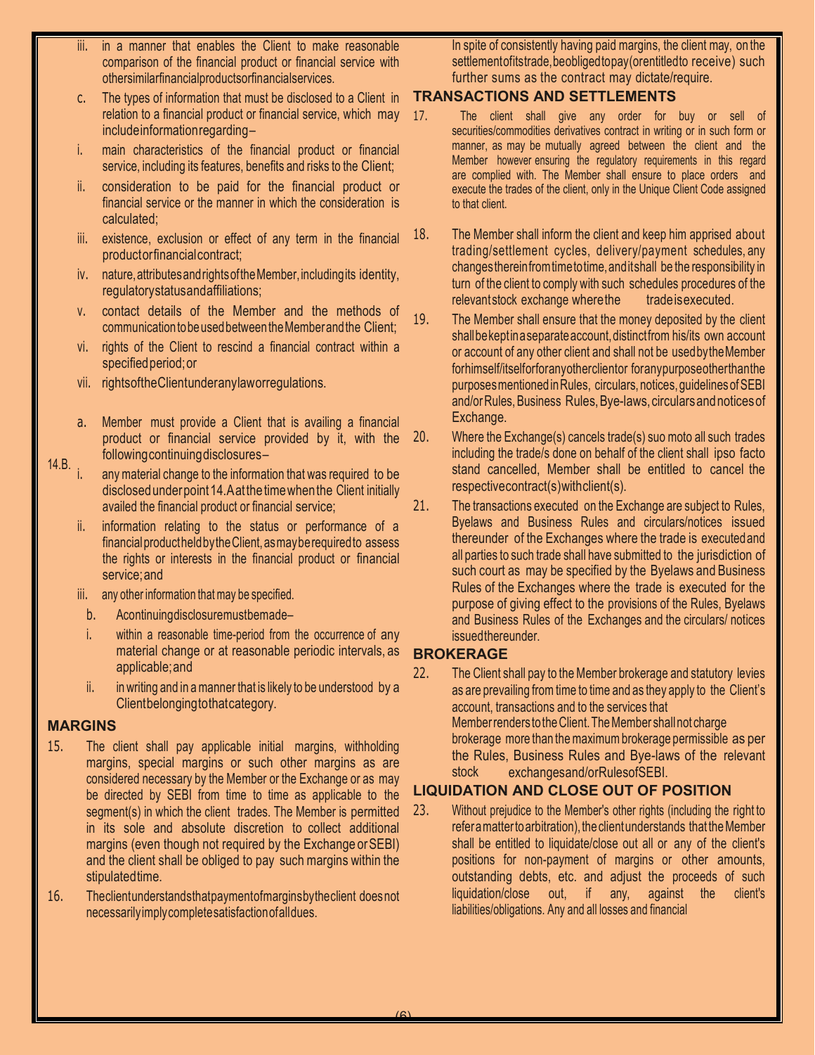iii. in a manner that enables the Client to make reasonable comparison of the financial product or financial service with other similar financial products or financial services.

c. The types of information that must be disclosed to a Client in relation to a financial product or financial service, which may include information regarding–

i. main characteristics of the financial product or financial service, including its features, benefits and risks to the Client;

ii. consideration to be paid for the financial product or financial service or the manner in which the consideration is calculated;

iii. existence, exclusion or effect of any term in the financial product or financial contract;

iv. nature, attributes and rights of the Member, including its identity, regulatory status and affiliations;

v. contact details of the Member and the methods of communication to be used between the Member and the Client;

vi. rights of the Client to rescind a financial contract within a specified period; or

vii. rights of the Client under any law or regulations.

14.B.

a. Member must provide a Client that is availing a financial product or financial service provided by it, with the following continuing disclosures–

i. any material change to the information that was required to be disclosed under point 14.A at the time when the Client initially availed the financial product or financial service;

ii. information relating to the status or performance of a financial product held by the Client, as may be required to assess the rights or interests in the financial product or financial service; and

iii. any other information that may be specified.

b. A continuing disclosure must be made–

i. within a reasonable time-period from the occurrence of any material change or at reasonable periodic intervals, as applicable; and

ii. in writing and in a manner that is likely to be understood by a Client belonging to that category.

## MARGINS

15. The client shall pay applicable initial margins, withholding margins, special margins or such other margins as are considered necessary by the Member or the Exchange or as may be directed by SEBI from time to time as applicable to the segment(s) in which the client trades. The Member is permitted in its sole and absolute discretion to collect additional margins (even though not required by the Exchange or SEBI) and the client shall be obliged to pay such margins within the stipulated time.

16. The client understands that payment of margins by the client does not necessarily imply complete satisfaction of all dues. In spite of consistently having paid margins, the client may, on the settlement of its trade, be obliged to pay (or entitled to receive) such further sums as the contract may dictate/require.

## TRANSACTIONS AND SETTLEMENTS

17. The client shall give any order for buy or sell of securities/commodities derivatives contract in writing or in such form or manner, as may be mutually agreed between the client and the Member however ensuring the regulatory requirements in this regard are complied with. The Member shall ensure to place orders and execute the trades of the client, only in the Unique Client Code assigned to that client.

18. The Member shall inform the client and keep him apprised about trading/settlement cycles, delivery/payment schedules, any changes therein from time to time, and it shall be the responsibility in turn of the client to comply with such schedules procedures of the relevant stock exchange where the trade is executed.

19. The Member shall ensure that the money deposited by the client shall be kept in a separate account, distinct from his/its own account or account of any other client and shall not be used by the Member for himself/itself or for any other client or for any purpose other than the purposes mentioned in Rules, circulars, notices, guidelines of SEBI and/or Rules, Business Rules, Bye-laws, circulars and notices of Exchange.

20. Where the Exchange(s) cancels trade(s) suo moto all such trades including the trade/s done on behalf of the client shall ipso facto stand cancelled, Member shall be entitled to cancel the respective contract(s) with client(s).

21. The transactions executed on the Exchange are subject to Rules, Byelaws and Business Rules and circulars/notices issued thereunder of the Exchanges where the trade is executed and all parties to such trade shall have submitted to the jurisdiction of such court as may be specified by the Byelaws and Business Rules of the Exchanges where the trade is executed for the purpose of giving effect to the provisions of the Rules, Byelaws and Business Rules of the Exchanges and the circulars/ notices issued thereunder.

## BROKERAGE

22. The Client shall pay to the Member brokerage and statutory levies as are prevailing from time to time and as they apply to the Client's account, transactions and to the services that Member renders to the Client. The Member shall not charge brokerage more than the maximum brokerage permissible as per the Rules, Business Rules and Bye-laws of the relevant stock exchanges and/or Rules of SEBI.

## LIQUIDATION AND CLOSE OUT OF POSITION

23. Without prejudice to the Member's other rights (including the right to refer a matter to arbitration), the client understands that the Member shall be entitled to liquidate/close out all or any of the client's positions for non-payment of margins or other amounts, outstanding debts, etc. and adjust the proceeds of such liquidation/close out, if any, against the client's liabilities/obligations. Any and all losses and financial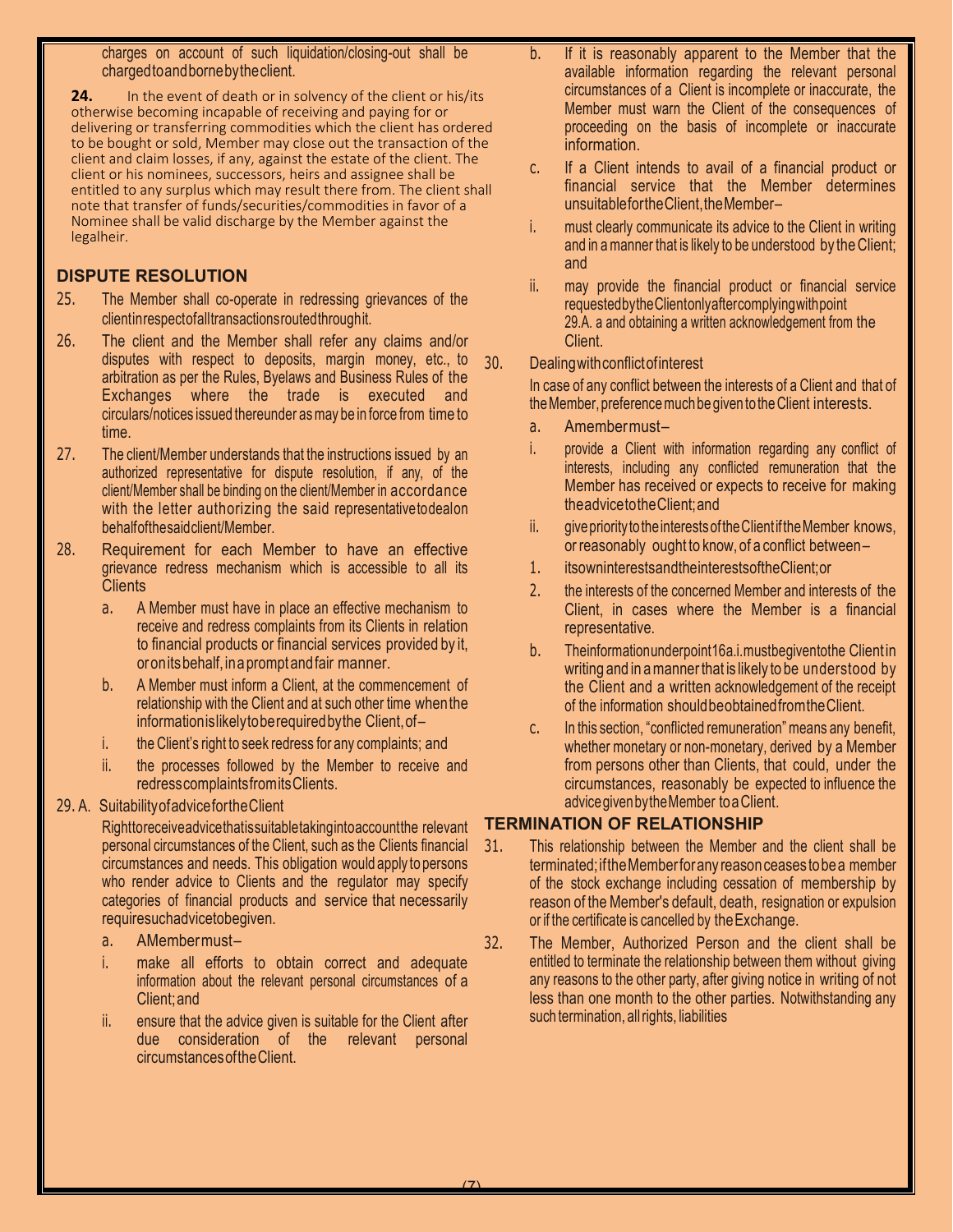charges on account of such liquidation/closing-out shall be charged to and borne by the client.

**24.** In the event of death or in solvency of the client or his/its otherwise becoming incapable of receiving and paying for or delivering or transferring commodities which the client has ordered to be bought or sold, Member may close out the transaction of the client and claim losses, if any, against the estate of the client. The client or his nominees, successors, heirs and assignee shall be entitled to any surplus which may result there from. The client shall note that transfer of funds/securities/commodities in favor of a Nominee shall be valid discharge by the Member against the legalheir.

## DISPUTE RESOLUTION

25. The Member shall co-operate in redressing grievances of the client in respect of all transactions routed through it.

26. The client and the Member shall refer any claims and/or disputes with respect to deposits, margin money, etc., to arbitration as per the Rules, Byelaws and Business Rules of the Exchanges where the trade is executed and circulars/notices issued thereunder as may be in force from time to time.

27. The client/Member understands that the instructions issued by an authorized representative for dispute resolution, if any, of the client/Member shall be binding on the client/Member in accordance with the letter authorizing the said representative to deal on behalf of the said client/Member.

28. Requirement for each Member to have an effective grievance redress mechanism which is accessible to all its Clients

   a. A Member must have in place an effective mechanism to receive and redress complaints from its Clients in relation to financial products or financial services provided by it, or on its behalf, in a prompt and fair manner.

   b. A Member must inform a Client, at the commencement of relationship with the Client and at such other time when the information is likely to be required by the Client, of–

   i. the Client's right to seek redress for any complaints; and

   ii. the processes followed by the Member to receive and redress complaints from its Clients.

29. A. Suitability of advice for the Client

Right to receive advice that is suitable taking into account the relevant personal circumstances of the Client, such as the Clients financial circumstances and needs. This obligation would apply to persons who render advice to Clients and the regulator may specify categories of financial products and service that necessarily require such advice to be given.

   a. A Member must–

   i. make all efforts to obtain correct and adequate information about the relevant personal circumstances of a Client; and

   ii. ensure that the advice given is suitable for the Client after due consideration of the relevant personal circumstances of the Client.

   b. If it is reasonably apparent to the Member that the available information regarding the relevant personal circumstances of a Client is incomplete or inaccurate, the Member must warn the Client of the consequences of proceeding on the basis of incomplete or inaccurate information.

   c. If a Client intends to avail of a financial product or financial service that the Member determines unsuitable for the Client, the Member–

   i. must clearly communicate its advice to the Client in writing and in a manner that is likely to be understood by the Client; and

   ii. may provide the financial product or financial service requested by the Client only after complying with point 29.A. a and obtaining a written acknowledgement from the Client.

30. Dealing with conflict of interest

In case of any conflict between the interests of a Client and that of the Member, preference much be given to the Client interests.

   a. A member must–

   i. provide a Client with information regarding any conflict of interests, including any conflicted remuneration that the Member has received or expects to receive for making the advice to the Client; and

   ii. give priority to the interests of the Client if the Member knows, or reasonably ought to know, of a conflict between–

   1. its own interests and the interests of the Client; or

   2. the interests of the concerned Member and interests of the Client, in cases where the Member is a financial representative.

   b. The information under point 16a.i. must be given to the Client in writing and in a manner that is likely to be understood by the Client and a written acknowledgement of the receipt of the information should be obtained from the Client.

   c. In this section, "conflicted remuneration" means any benefit, whether monetary or non-monetary, derived by a Member from persons other than Clients, that could, under the circumstances, reasonably be expected to influence the advice given by the Member to a Client.

## TERMINATION OF RELATIONSHIP

31. This relationship between the Member and the client shall be terminated; if the Member for any reason ceases to be a member of the stock exchange including cessation of membership by reason of the Member's default, death, resignation or expulsion or if the certificate is cancelled by the Exchange.

32. The Member, Authorized Person and the client shall be entitled to terminate the relationship between them without giving any reasons to the other party, after giving notice in writing of not less than one month to the other parties. Notwithstanding any such termination, all rights, liabilities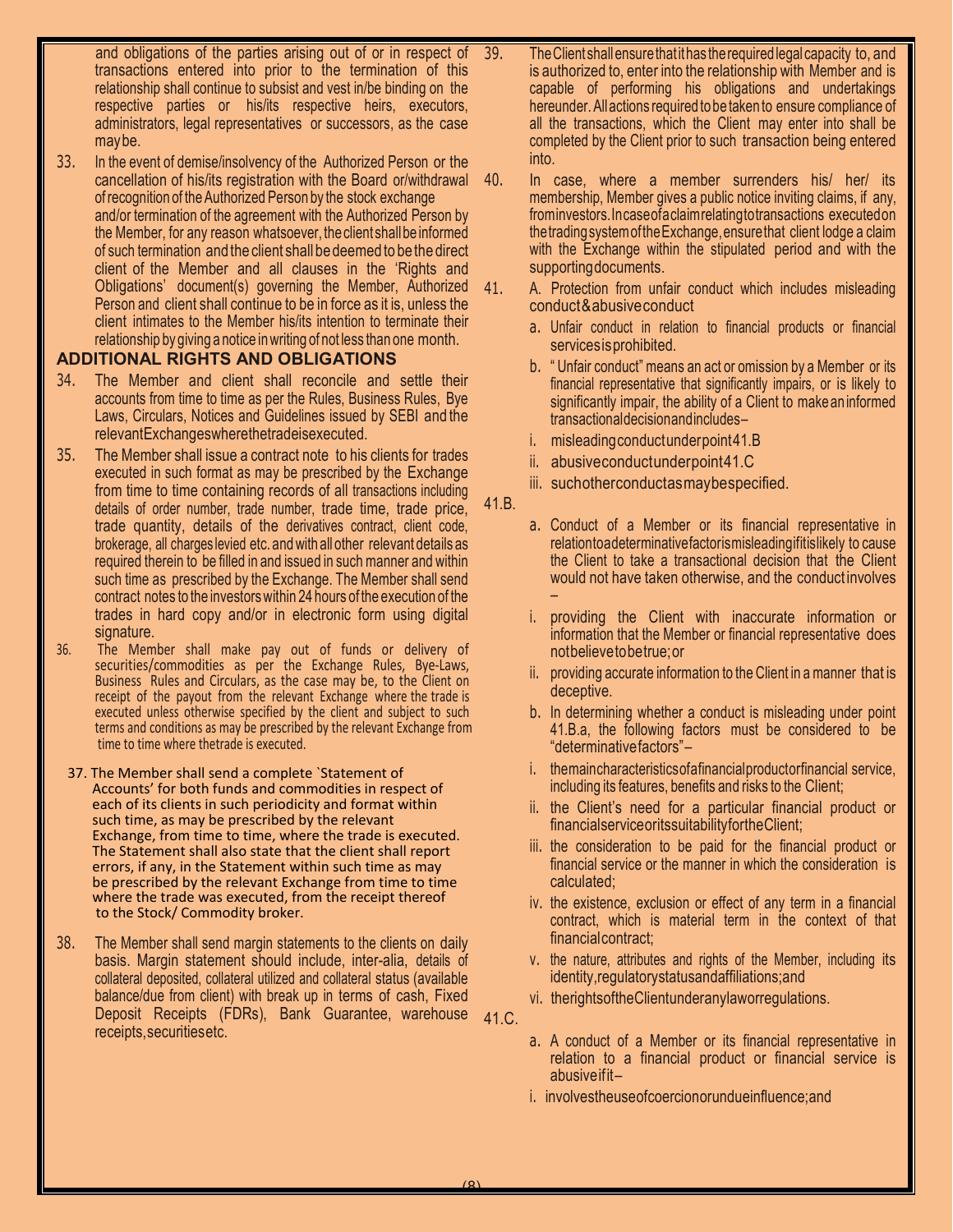and obligations of the parties arising out of or in respect of transactions entered into prior to the termination of this relationship shall continue to subsist and vest in/be binding on the respective parties or his/its respective heirs, executors, administrators, legal representatives or successors, as the case may be.

33. In the event of demise/insolvency of the Authorized Person or the cancellation of his/its registration with the Board or/withdrawal of recognition of the Authorized Person by the stock exchange and/or termination of the agreement with the Authorized Person by the Member, for any reason whatsoever, the client shall be informed of such termination and the client shall be deemed to be the direct client of the Member and all clauses in the 'Rights and Obligations' document(s) governing the Member, Authorized Person and client shall continue to be in force as it is, unless the client intimates to the Member his/its intention to terminate their relationship by giving a notice in writing of not less than one month.

## ADDITIONAL RIGHTS AND OBLIGATIONS

34. The Member and client shall reconcile and settle their accounts from time to time as per the Rules, Business Rules, Bye Laws, Circulars, Notices and Guidelines issued by SEBI and the relevant Exchanges where the trade is executed.

35. The Member shall issue a contract note to his clients for trades executed in such format as may be prescribed by the Exchange from time to time containing records of all transactions including details of order number, trade number, trade time, trade price, trade quantity, details of the derivatives contract, client code, brokerage, all charges levied etc. and with all other relevant details as required therein to be filled in and issued in such manner and within such time as prescribed by the Exchange. The Member shall send contract notes to the investors within 24 hours of the execution of the trades in hard copy and/or in electronic form using digital signature.

36. The Member shall make pay out of funds or delivery of securities/commodities as per the Exchange Rules, Bye-Laws, Business Rules and Circulars, as the case may be, to the Client on receipt of the payout from the relevant Exchange where the trade is executed unless otherwise specified by the client and subject to such terms and conditions as may be prescribed by the relevant Exchange from time to time where the trade is executed.

37. The Member shall send a complete `Statement of Accounts' for both funds and commodities in respect of each of its clients in such periodicity and format within such time, as may be prescribed by the relevant Exchange, from time to time, where the trade is executed. The Statement shall also state that the client shall report errors, if any, in the Statement within such time as may be prescribed by the relevant Exchange from time to time where the trade was executed, from the receipt thereof to the Stock/ Commodity broker.

38. The Member shall send margin statements to the clients on daily basis. Margin statement should include, inter-alia, details of collateral deposited, collateral utilized and collateral status (available balance/due from client) with break up in terms of cash, Fixed Deposit Receipts (FDRs), Bank Guarantee, warehouse receipts, securities etc.

39. The Client shall ensure that it has the required legal capacity to, and is authorized to, enter into the relationship with Member and is capable of performing his obligations and undertakings hereunder. All actions required to be taken to ensure compliance of all the transactions, which the Client may enter into shall be completed by the Client prior to such transaction being entered into.

40. In case, where a member surrenders his/ her/ its membership, Member gives a public notice inviting claims, if any, from investors. In case of a claim relating to transactions executed on the trading system of the Exchange, ensure that client lodge a claim with the Exchange within the stipulated period and with the supporting documents.

41. A. Protection from unfair conduct which includes misleading conduct & abusive conduct

a. Unfair conduct in relation to financial products or financial services is prohibited.

b. " Unfair conduct" means an act or omission by a Member or its financial representative that significantly impairs, or is likely to significantly impair, the ability of a Client to make an informed transactional decision and includes–

i. misleading conduct under point 41.B

ii. abusive conduct under point 41.C

iii. such other conduct as may be specified.

41.B.

a. Conduct of a Member or its financial representative in relation to a determinative factor is misleading if it is likely to cause the Client to take a transactional decision that the Client would not have taken otherwise, and the conduct involves –

i. providing the Client with inaccurate information or information that the Member or financial representative does not believe to be true; or

ii. providing accurate information to the Client in a manner that is deceptive.

b. In determining whether a conduct is misleading under point 41.B.a, the following factors must be considered to be "determinative factors"–

i. the main characteristics of a financial product or financial service, including its features, benefits and risks to the Client;

ii. the Client's need for a particular financial product or financial service or its suitability for the Client;

iii. the consideration to be paid for the financial product or financial service or the manner in which the consideration is calculated;

iv. the existence, exclusion or effect of any term in a financial contract, which is material term in the context of that financial contract;

v. the nature, attributes and rights of the Member, including its identity, regulatory status and affiliations; and

vi. the rights of the Client under any law or regulations.

41.C.

a. A conduct of a Member or its financial representative in relation to a financial product or financial service is abusive if it–

i. involves the use of coercion or undue influence; and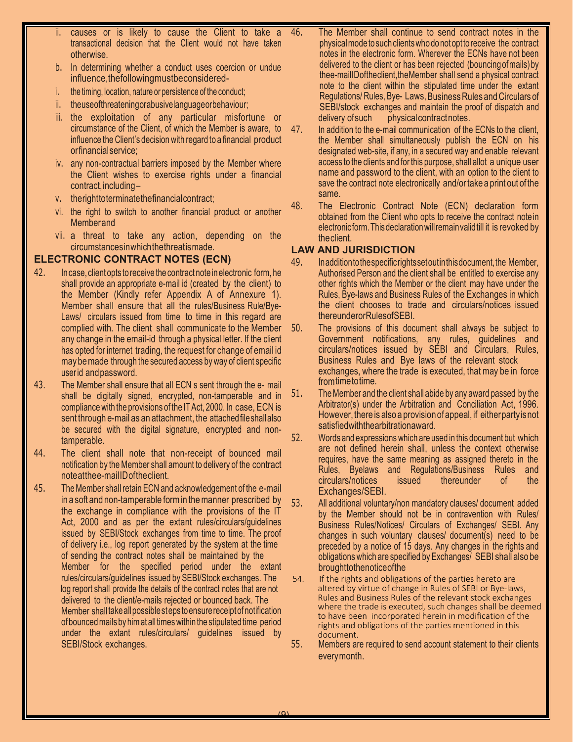ii. causes or is likely to cause the Client to take a transactional decision that the Client would not have taken otherwise.

b. In determining whether a conduct uses coercion or undue influence, the following must be considered-

i. the timing, location, nature or persistence of the conduct;

ii. the use of threatening or abusive language or behaviour;

iii. the exploitation of any particular misfortune or circumstance of the Client, of which the Member is aware, to influence the Client's decision with regard to a financial product or financial service;

iv. any non-contractual barriers imposed by the Member where the Client wishes to exercise rights under a financial contract, including–

v. the right to terminate the financial contract;

vi. the right to switch to another financial product or another Member and

vii. a threat to take any action, depending on the circumstances in which the threat is made.

## ELECTRONIC CONTRACT NOTES (ECN)

42. In case, client opts to receive the contract note in electronic form, he shall provide an appropriate e-mail id (created by the client) to the Member (Kindly refer Appendix A of Annexure 1). Member shall ensure that all the rules/Business Rule/Bye-Laws/ circulars issued from time to time in this regard are complied with. The client shall communicate to the Member any change in the email-id through a physical letter. If the client has opted for internet trading, the request for change of email id may be made through the secured access by way of client specific user id and password.

43. The Member shall ensure that all ECN s sent through the e- mail shall be digitally signed, encrypted, non-tamperable and in compliance with the provisions of the IT Act, 2000. In case, ECN is sent through e-mail as an attachment, the attached file shall also be secured with the digital signature, encrypted and non-tamperable.

44. The client shall note that non-receipt of bounced mail notification by the Member shall amount to delivery of the contract note at the e-mail ID of the client.

45. The Member shall retain ECN and acknowledgement of the e-mail in a soft and non-tamperable form in the manner prescribed by the exchange in compliance with the provisions of the IT Act, 2000 and as per the extant rules/circulars/guidelines issued by SEBI/Stock exchanges from time to time. The proof of delivery i.e., log report generated by the system at the time of sending the contract notes shall be maintained by the Member for the specified period under the extant rules/circulars/guidelines issued by SEBI/Stock exchanges. The log report shall provide the details of the contract notes that are not delivered to the client/e-mails rejected or bounced back. The Member shall take all possible steps to ensure receipt of notification of bounced mails by him at all times within the stipulated time period under the extant rules/circulars/ guidelines issued by SEBI/Stock exchanges.

46. The Member shall continue to send contract notes in the physical mode to such clients who do not opt to receive the contract notes in the electronic form. Wherever the ECNs have not been delivered to the client or has been rejected (bouncing of mails) by the e-mail ID of the client, the Member shall send a physical contract note to the client within the stipulated time under the extant Regulations/ Rules, Bye- Laws, Business Rules and Circulars of SEBI/stock exchanges and maintain the proof of dispatch and delivery of such physical contract notes.

47. In addition to the e-mail communication of the ECNs to the client, the Member shall simultaneously publish the ECN on his designated web-site, if any, in a secured way and enable relevant access to the clients and for this purpose, shall allot a unique user name and password to the client, with an option to the client to save the contract note electronically and/or take a print out of the same.

48. The Electronic Contract Note (ECN) declaration form obtained from the Client who opts to receive the contract note in electronic form. This declaration will remain valid till it is revoked by the client.

## LAW AND JURISDICTION

49. In addition to the specific rights set out in this document, the Member, Authorised Person and the client shall be entitled to exercise any other rights which the Member or the client may have under the Rules, Bye-laws and Business Rules of the Exchanges in which the client chooses to trade and circulars/notices issued thereunder or Rules of SEBI.

50. The provisions of this document shall always be subject to Government notifications, any rules, guidelines and circulars/notices issued by SEBI and Circulars, Rules, Business Rules and Bye laws of the relevant stock exchanges, where the trade is executed, that may be in force from time to time.

51. The Member and the client shall abide by any award passed by the Arbitrator(s) under the Arbitration and Conciliation Act, 1996. However, there is also a provision of appeal, if either party is not satisfied with the arbitration award.

52. Words and expressions which are used in this document but which are not defined herein shall, unless the context otherwise requires, have the same meaning as assigned thereto in the Rules, Byelaws and Regulations/Business Rules and circulars/notices issued thereunder of the Exchanges/SEBI.

53. All additional voluntary/non mandatory clauses/ document added by the Member should not be in contravention with Rules/ Business Rules/Notices/ Circulars of Exchanges/ SEBI. Any changes in such voluntary clauses/ document(s) need to be preceded by a notice of 15 days. Any changes in the rights and obligations which are specified by Exchanges/ SEBI shall also be brought to the notice of the

54. If the rights and obligations of the parties hereto are altered by virtue of change in Rules of SEBI or Bye-laws, Rules and Business Rules of the relevant stock exchanges where the trade is executed, such changes shall be deemed to have been incorporated herein in modification of the rights and obligations of the parties mentioned in this document.

55. Members are required to send account statement to their clients every month.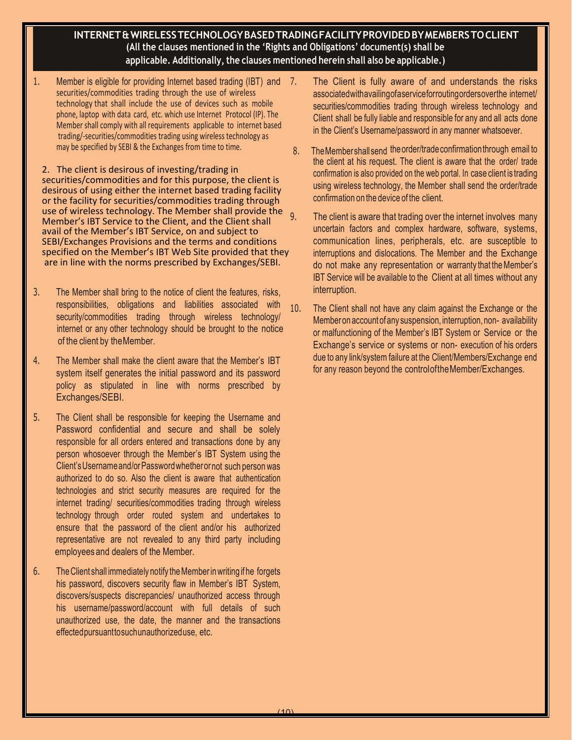## INTERNET & WIRELESS TECHNOLOGY BASED TRADING FACILITY PROVIDED BY MEMBERS TO CLIENT

**(All the clauses mentioned in the 'Rights and Obligations' document(s) shall be applicable. Additionally, the clauses mentioned herein shall also be applicable.)**

1. Member is eligible for providing Internet based trading (IBT) and securities/commodities trading through the use of wireless technology that shall include the use of devices such as mobile phone, laptop with data card, etc. which use Internet Protocol (IP). The Member shall comply with all requirements applicable to internet based trading/-securities/commodities trading using wireless technology as may be specified by SEBI & the Exchanges from time to time.

2. The client is desirous of investing/trading in securities/commodities and for this purpose, the client is desirous of using either the internet based trading facility or the facility for securities/commodities trading through use of wireless technology. The Member shall provide the Member's IBT Service to the Client, and the Client shall avail of the Member's IBT Service, on and subject to SEBI/Exchanges Provisions and the terms and conditions specified on the Member's IBT Web Site provided that they are in line with the norms prescribed by Exchanges/SEBI.

3. The Member shall bring to the notice of client the features, risks, responsibilities, obligations and liabilities associated with security/commodities trading through wireless technology/ internet or any other technology should be brought to the notice of the client by the Member.

4. The Member shall make the client aware that the Member's IBT system itself generates the initial password and its password policy as stipulated in line with norms prescribed by Exchanges/SEBI.

5. The Client shall be responsible for keeping the Username and Password confidential and secure and shall be solely responsible for all orders entered and transactions done by any person whosoever through the Member's IBT System using the Client's Username and/or Password whether or not such person was authorized to do so. Also the client is aware that authentication technologies and strict security measures are required for the internet trading/ securities/commodities trading through wireless technology through order routed system and undertakes to ensure that the password of the client and/or his authorized representative are not revealed to any third party including employees and dealers of the Member.

6. The Client shall immediately notify the Member in writing if he forgets his password, discovers security flaw in Member's IBT System, discovers/suspects discrepancies/ unauthorized access through his username/password/account with full details of such unauthorized use, the date, the manner and the transactions effected pursuant to such unauthorized use, etc.

7. The Client is fully aware of and understands the risks associated with availing of a service for routing orders over the internet/ securities/commodities trading through wireless technology and Client shall be fully liable and responsible for any and all acts done in the Client's Username/password in any manner whatsoever.

8. The Member shall send the order/trade confirmation through email to the client at his request. The client is aware that the order/ trade confirmation is also provided on the web portal. In case client is trading using wireless technology, the Member shall send the order/trade confirmation on the device of the client.

9. The client is aware that trading over the internet involves many uncertain factors and complex hardware, software, systems, communication lines, peripherals, etc. are susceptible to interruptions and dislocations. The Member and the Exchange do not make any representation or warranty that the Member's IBT Service will be available to the Client at all times without any interruption.

10. The Client shall not have any claim against the Exchange or the Member on account of any suspension, interruption, non- availability or malfunctioning of the Member's IBT System or Service or the Exchange's service or systems or non- execution of his orders due to any link/system failure at the Client/Members/Exchange end for any reason beyond the control of the Member/Exchanges.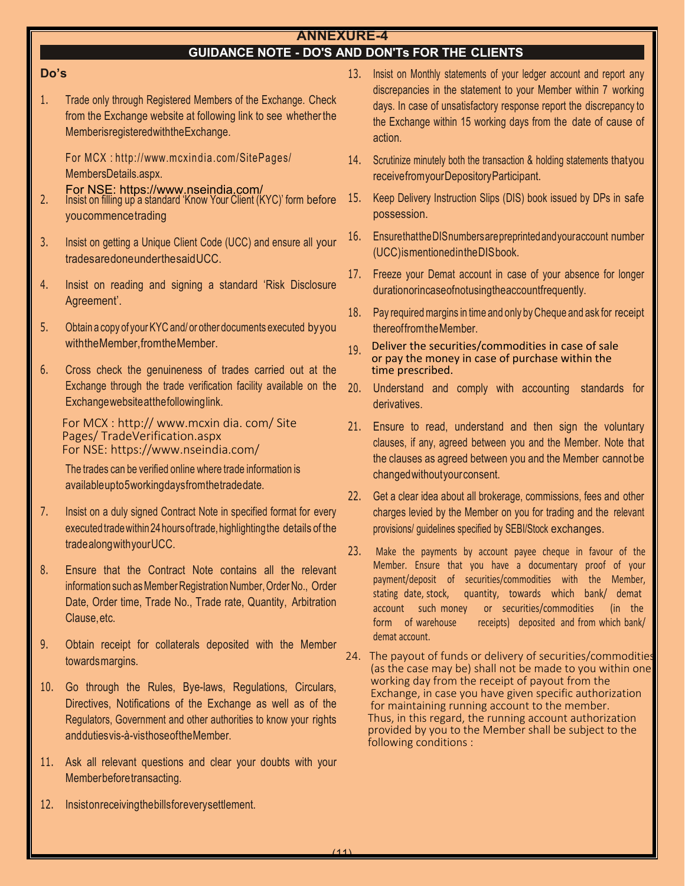# ANNEXURE-4

## GUIDANCE NOTE - DO'S AND DON'Ts FOR THE CLIENTS

### Do's

1. Trade only through Registered Members of the Exchange. Check from the Exchange website at following link to see whether the Member is registered with the Exchange.

   For MCX : http://www.mcxindia.com/SitePages/MembersDetails.aspx.

   For NSE: https://www.nseindia.com/

2. Insist on filling up a standard 'Know Your Client (KYC)' form before you commence trading

3. Insist on getting a Unique Client Code (UCC) and ensure all your trades are done under the said UCC.

4. Insist on reading and signing a standard 'Risk Disclosure Agreement'.

5. Obtain a copy of your KYC and/ or other documents executed by you with the Member, from the Member.

6. Cross check the genuineness of trades carried out at the Exchange through the trade verification facility available on the Exchange website at the following link.

   For MCX : http:// www.mcxin dia. com/ Site Pages/ TradeVerification.aspx
   For NSE: https://www.nseindia.com/

   The trades can be verified online where trade information is available up to 5 working days from the trade date.

7. Insist on a duly signed Contract Note in specified format for every executed trade within 24 hours of trade, highlighting the details of the trade along with your UCC.

8. Ensure that the Contract Note contains all the relevant information such as Member Registration Number, Order No., Order Date, Order time, Trade No., Trade rate, Quantity, Arbitration Clause, etc.

9. Obtain receipt for collaterals deposited with the Member towards margins.

10. Go through the Rules, Bye-laws, Regulations, Circulars, Directives, Notifications of the Exchange as well as of the Regulators, Government and other authorities to know your rights and duties vis-à-vis those of the Member.

11. Ask all relevant questions and clear your doubts with your Member before transacting.

12. Insist on receiving the bills for every settlement.

13. Insist on Monthly statements of your ledger account and report any discrepancies in the statement to your Member within 7 working days. In case of unsatisfactory response report the discrepancy to the Exchange within 15 working days from the date of cause of action.

14. Scrutinize minutely both the transaction & holding statements that you receive from your Depository Participant.

15. Keep Delivery Instruction Slips (DIS) book issued by DPs in safe possession.

16. Ensure that the DIS numbers are preprinted and your account number (UCC) is mentioned in the DIS book.

17. Freeze your Demat account in case of your absence for longer duration or in case of not using the account frequently.

18. Pay required margins in time and only by Cheque and ask for receipt thereof from the Member.

19. Deliver the securities/commodities in case of sale or pay the money in case of purchase within the time prescribed.

20. Understand and comply with accounting standards for derivatives.

21. Ensure to read, understand and then sign the voluntary clauses, if any, agreed between you and the Member. Note that the clauses as agreed between you and the Member cannot be changed without your consent.

22. Get a clear idea about all brokerage, commissions, fees and other charges levied by the Member on you for trading and the relevant provisions/ guidelines specified by SEBI/Stock exchanges.

23. Make the payments by account payee cheque in favour of the Member. Ensure that you have a documentary proof of your payment/deposit of securities/commodities with the Member, stating date, stock, quantity, towards which bank/ demat account such money or securities/commodities (in the form of warehouse receipts) deposited and from which bank/ demat account.

24. The payout of funds or delivery of securities/commodities (as the case may be) shall not be made to you within one working day from the receipt of payout from the Exchange, in case you have given specific authorization for maintaining running account to the member. Thus, in this regard, the running account authorization provided by you to the Member shall be subject to the following conditions :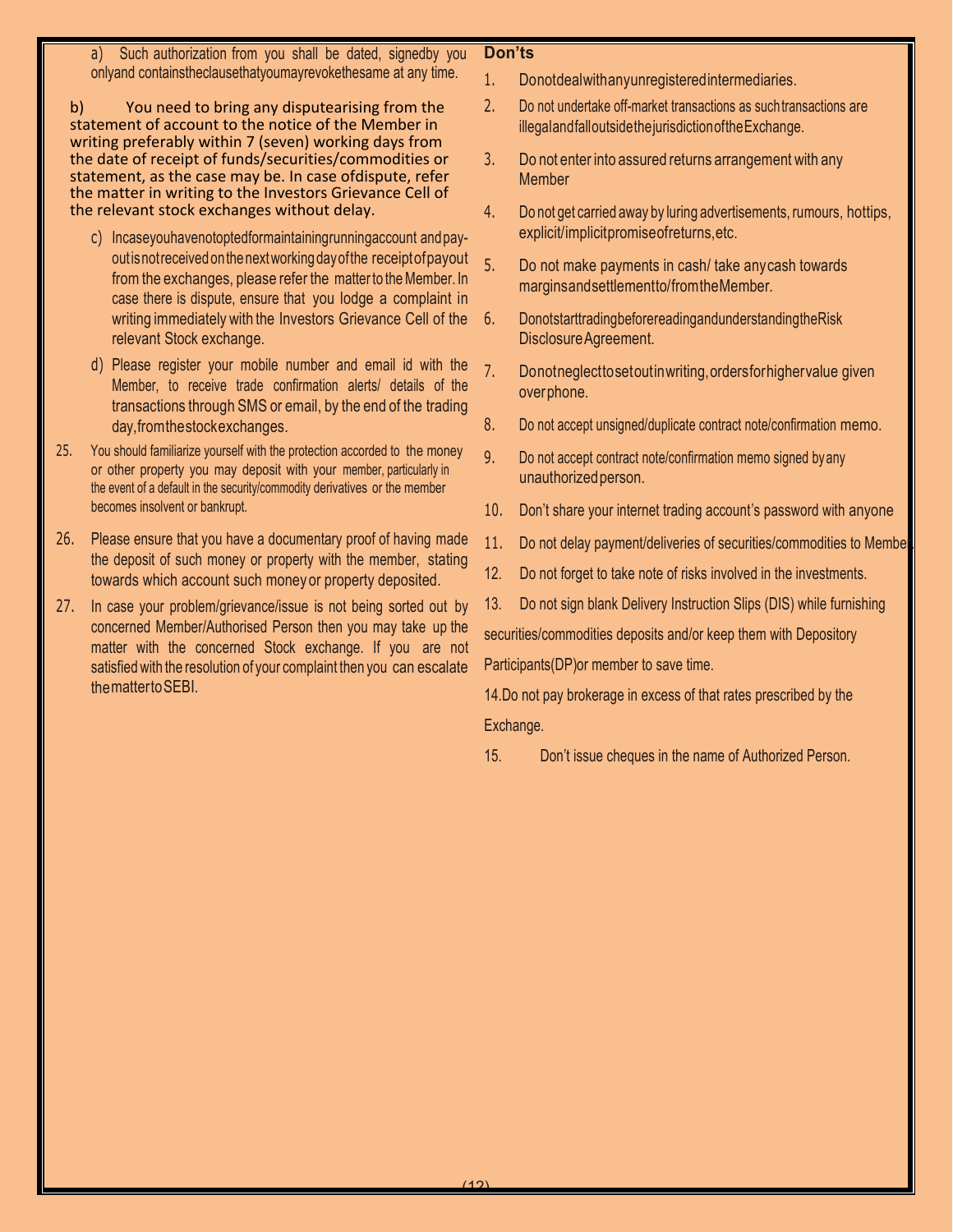a) Such authorization from you shall be dated, signed by you only and contains the clause that you may revoke the same at any time.

b) You need to bring any dispute arising from the statement of account to the notice of the Member in writing preferably within 7 (seven) working days from the date of receipt of funds/securities/commodities or statement, as the case may be. In case of dispute, refer the matter in writing to the Investors Grievance Cell of the relevant stock exchanges without delay.

c) In case you have not opted for maintaining running account and pay-out is not received on the next working day of the receipt of payout from the exchanges, please refer the matter to the Member. In case there is dispute, ensure that you lodge a complaint in writing immediately with the Investors Grievance Cell of the relevant Stock exchange.

d) Please register your mobile number and email id with the Member, to receive trade confirmation alerts/ details of the transactions through SMS or email, by the end of the trading day, from the stock exchanges.

25. You should familiarize yourself with the protection accorded to the money or other property you may deposit with your member, particularly in the event of a default in the security/commodity derivatives or the member becomes insolvent or bankrupt.

26. Please ensure that you have a documentary proof of having made the deposit of such money or property with the member, stating towards which account such money or property deposited.

27. In case your problem/grievance/issue is not being sorted out by concerned Member/Authorised Person then you may take up the matter with the concerned Stock exchange. If you are not satisfied with the resolution of your complaint then you can escalate the matter to SEBI.

**Don'ts**

1. Do not deal with any unregistered intermediaries.
2. Do not undertake off-market transactions as such transactions are illegal and fall outside the jurisdiction of the Exchange.
3. Do not enter into assured returns arrangement with any Member
4. Do not get carried away by luring advertisements, rumours, hot tips, explicit/implicit promise of returns, etc.
5. Do not make payments in cash/ take any cash towards margins and settlement to/from the Member.
6. Do not start trading before reading and understanding the Risk Disclosure Agreement.
7. Do not neglect to set out in writing, orders for higher value given over phone.
8. Do not accept unsigned/duplicate contract note/confirmation memo.
9. Do not accept contract note/confirmation memo signed by any unauthorized person.
10. Don't share your internet trading account's password with anyone
11. Do not delay payment/deliveries of securities/commodities to Member.
12. Do not forget to take note of risks involved in the investments.
13. Do not sign blank Delivery Instruction Slips (DIS) while furnishing securities/commodities deposits and/or keep them with Depository Participants(DP)or member to save time.
14. Do not pay brokerage in excess of that rates prescribed by the Exchange.
15. Don't issue cheques in the name of Authorized Person.